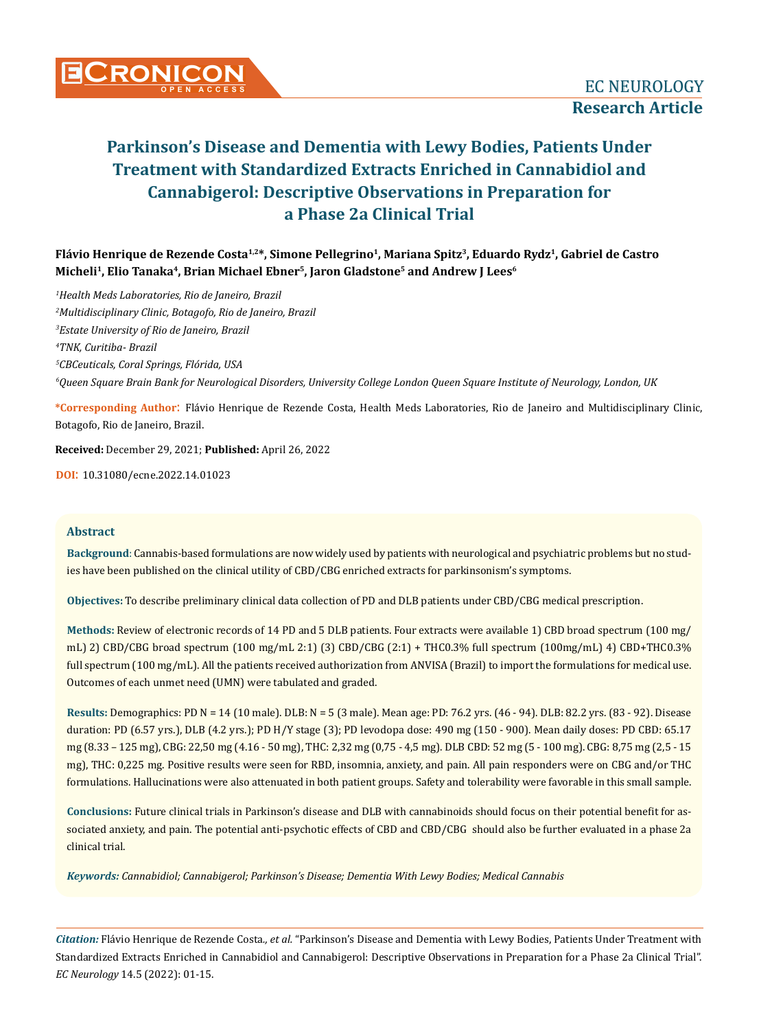# Parkinson's Disease and Dementia with Lewy Bodies, Patients Under Treatment with Standardized Extracts Enriched in Cannabidiol and Cannabigerol: Descriptive Observations in Preparation for a Phase 2a Clinical Trial

**Flávio Henrique de Rezende Costa[1,2]*, Simone Pellegrino[1], Mariana Spitz[3], Eduardo Rydz[1], Gabriel de Castro Micheli[1], Elio Tanaka[4], Brian Michael Ebner[5], Jaron Gladstone[5] and Andrew J Lees[6]**

[1]*Health Meds Laboratories, Rio de Janeiro, Brazil*

[2]*Multidisciplinary Clinic, Botagofo, Rio de Janeiro, Brazil*

[3]*Estate University of Rio de Janeiro, Brazil*

[4]*TNK, Curitiba- Brazil*

[5]*CBCeuticals, Coral Springs, Flórida, USA*

[6]*Queen Square Brain Bank for Neurological Disorders, University College London Queen Square Institute of Neurology, London, UK*

**\*Corresponding Author**: Flávio Henrique de Rezende Costa, Health Meds Laboratories, Rio de Janeiro and Multidisciplinary Clinic, Botagofo, Rio de Janeiro, Brazil.

**Received:** December 29, 2021; **Published:** April 26, 2022

**DOI:** 10.31080/ecne.2022.14.01023

## Abstract

**Background**: Cannabis-based formulations are now widely used by patients with neurological and psychiatric problems but no studies have been published on the clinical utility of CBD/CBG enriched extracts for parkinsonism's symptoms.

**Objectives:** To describe preliminary clinical data collection of PD and DLB patients under CBD/CBG medical prescription.

**Methods:** Review of electronic records of 14 PD and 5 DLB patients. Four extracts were available 1) CBD broad spectrum (100 mg/mL) 2) CBD/CBG broad spectrum (100 mg/mL 2:1) (3) CBD/CBG (2:1) + THC0.3% full spectrum (100mg/mL) 4) CBD+THC0.3% full spectrum (100 mg/mL). All the patients received authorization from ANVISA (Brazil) to import the formulations for medical use. Outcomes of each unmet need (UMN) were tabulated and graded.

**Results:** Demographics: PD N = 14 (10 male). DLB: N = 5 (3 male). Mean age: PD: 76.2 yrs. (46 - 94). DLB: 82.2 yrs. (83 - 92). Disease duration: PD (6.57 yrs.), DLB (4.2 yrs.); PD H/Y stage (3); PD levodopa dose: 490 mg (150 - 900). Mean daily doses: PD CBD: 65.17 mg (8.33 – 125 mg), CBG: 22,50 mg (4.16 - 50 mg), THC: 2,32 mg (0,75 - 4,5 mg). DLB CBD: 52 mg (5 - 100 mg). CBG: 8,75 mg (2,5 - 15 mg), THC: 0,225 mg. Positive results were seen for RBD, insomnia, anxiety, and pain. All pain responders were on CBG and/or THC formulations. Hallucinations were also attenuated in both patient groups. Safety and tolerability were favorable in this small sample.

**Conclusions:** Future clinical trials in Parkinson's disease and DLB with cannabinoids should focus on their potential benefit for associated anxiety, and pain. The potential anti-psychotic effects of CBD and CBD/CBG should also be further evaluated in a phase 2a clinical trial.

***Keywords:*** *Cannabidiol; Cannabigerol; Parkinson's Disease; Dementia With Lewy Bodies; Medical Cannabis*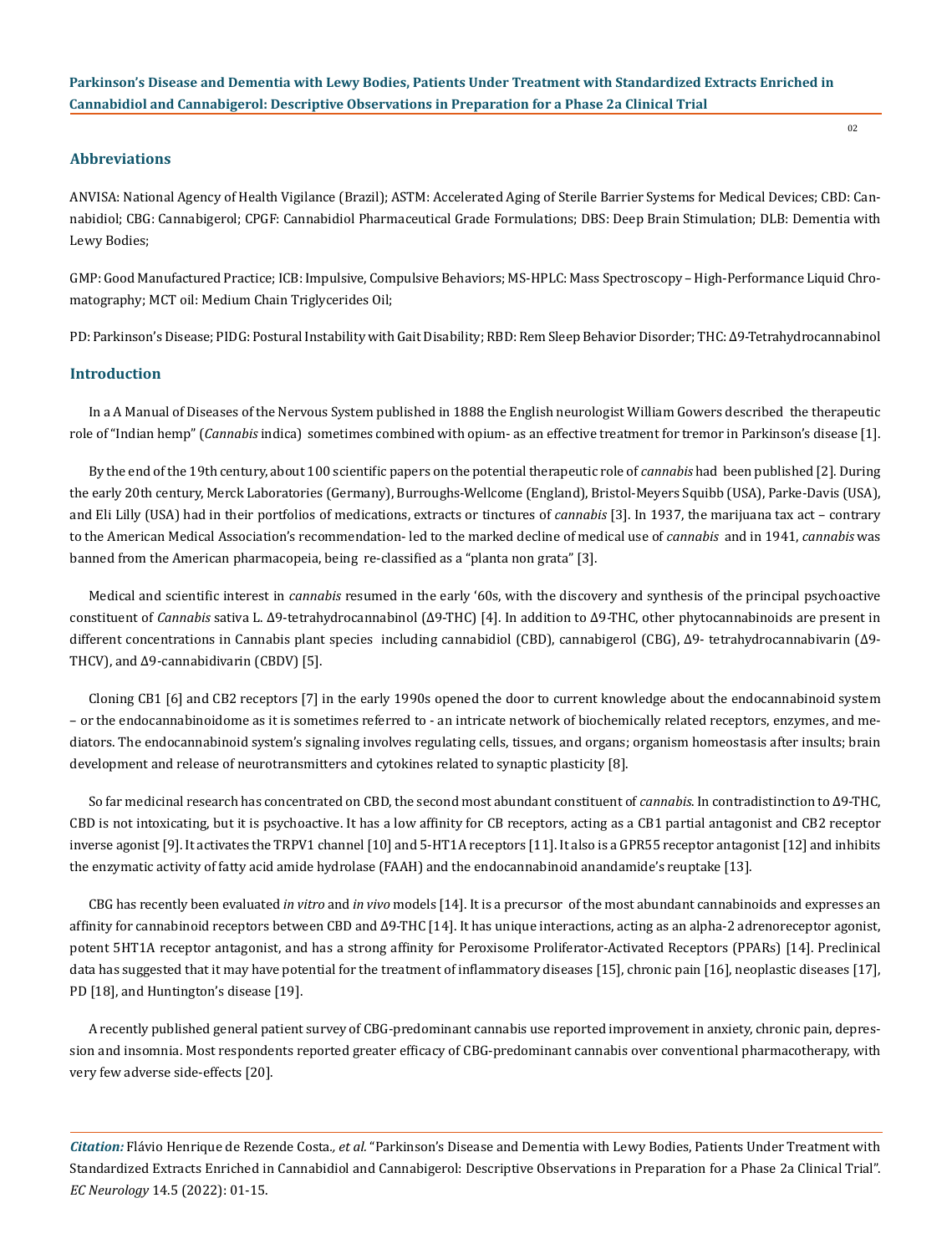## Abbreviations

ANVISA: National Agency of Health Vigilance (Brazil); ASTM: Accelerated Aging of Sterile Barrier Systems for Medical Devices; CBD: Cannabidiol; CBG: Cannabigerol; CPGF: Cannabidiol Pharmaceutical Grade Formulations; DBS: Deep Brain Stimulation; DLB: Dementia with Lewy Bodies;

GMP: Good Manufactured Practice; ICB: Impulsive, Compulsive Behaviors; MS-HPLC: Mass Spectroscopy – High-Performance Liquid Chromatography; MCT oil: Medium Chain Triglycerides Oil;

PD: Parkinson's Disease; PIDG: Postural Instability with Gait Disability; RBD: Rem Sleep Behavior Disorder; THC: Δ9-Tetrahydrocannabinol

## Introduction

In a A Manual of Diseases of the Nervous System published in 1888 the English neurologist William Gowers described the therapeutic role of "Indian hemp" (*Cannabis* indica) sometimes combined with opium- as an effective treatment for tremor in Parkinson's disease [1].

By the end of the 19th century, about 100 scientific papers on the potential therapeutic role of *cannabis* had been published [2]. During the early 20th century, Merck Laboratories (Germany), Burroughs-Wellcome (England), Bristol-Meyers Squibb (USA), Parke-Davis (USA), and Eli Lilly (USA) had in their portfolios of medications, extracts or tinctures of *cannabis* [3]. In 1937, the marijuana tax act – contrary to the American Medical Association's recommendation- led to the marked decline of medical use of *cannabis* and in 1941, *cannabis* was banned from the American pharmacopeia, being re-classified as a "planta non grata" [3].

Medical and scientific interest in *cannabis* resumed in the early '60s, with the discovery and synthesis of the principal psychoactive constituent of *Cannabis* sativa L. Δ9-tetrahydrocannabinol (Δ9-THC) [4]. In addition to Δ9-THC, other phytocannabinoids are present in different concentrations in Cannabis plant species including cannabidiol (CBD), cannabigerol (CBG), Δ9- tetrahydrocannabivarin (Δ9-THCV), and Δ9-cannabidivarin (CBDV) [5].

Cloning CB1 [6] and CB2 receptors [7] in the early 1990s opened the door to current knowledge about the endocannabinoid system – or the endocannabinoidome as it is sometimes referred to - an intricate network of biochemically related receptors, enzymes, and mediators. The endocannabinoid system's signaling involves regulating cells, tissues, and organs; organism homeostasis after insults; brain development and release of neurotransmitters and cytokines related to synaptic plasticity [8].

So far medicinal research has concentrated on CBD, the second most abundant constituent of *cannabis*. In contradistinction to Δ9-THC, CBD is not intoxicating, but it is psychoactive. It has a low affinity for CB receptors, acting as a CB1 partial antagonist and CB2 receptor inverse agonist [9]. It activates the TRPV1 channel [10] and 5-HT1A receptors [11]. It also is a GPR55 receptor antagonist [12] and inhibits the enzymatic activity of fatty acid amide hydrolase (FAAH) and the endocannabinoid anandamide's reuptake [13].

CBG has recently been evaluated *in vitro* and *in vivo* models [14]. It is a precursor of the most abundant cannabinoids and expresses an affinity for cannabinoid receptors between CBD and Δ9-THC [14]. It has unique interactions, acting as an alpha-2 adrenoreceptor agonist, potent 5HT1A receptor antagonist, and has a strong affinity for Peroxisome Proliferator-Activated Receptors (PPARs) [14]. Preclinical data has suggested that it may have potential for the treatment of inflammatory diseases [15], chronic pain [16], neoplastic diseases [17], PD [18], and Huntington's disease [19].

A recently published general patient survey of CBG-predominant cannabis use reported improvement in anxiety, chronic pain, depression and insomnia. Most respondents reported greater efficacy of CBG-predominant cannabis over conventional pharmacotherapy, with very few adverse side-effects [20].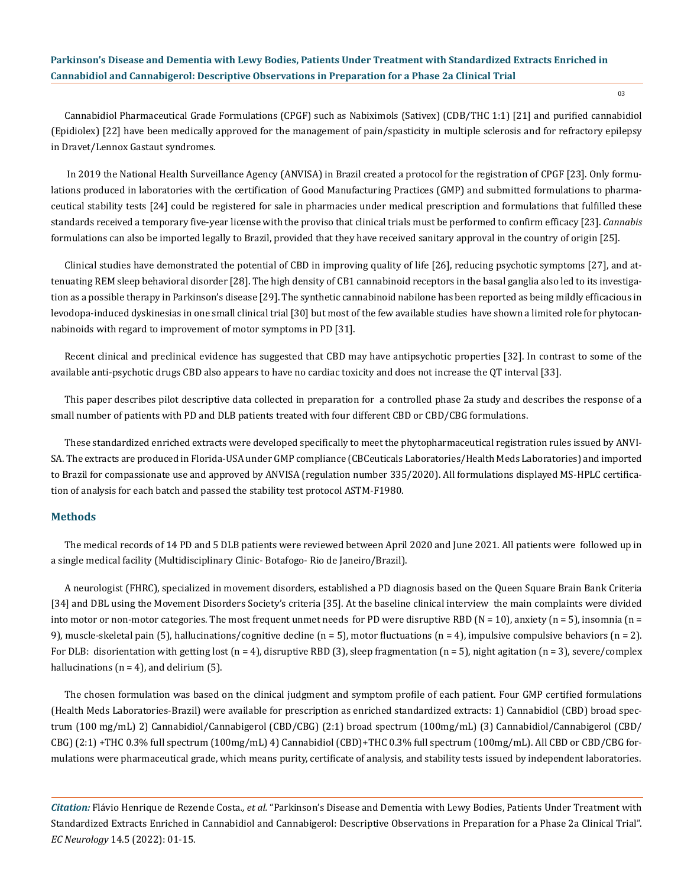Cannabidiol Pharmaceutical Grade Formulations (CPGF) such as Nabiximols (Sativex) (CDB/THC 1:1) [21] and purified cannabidiol (Epidiolex) [22] have been medically approved for the management of pain/spasticity in multiple sclerosis and for refractory epilepsy in Dravet/Lennox Gastaut syndromes.

In 2019 the National Health Surveillance Agency (ANVISA) in Brazil created a protocol for the registration of CPGF [23]. Only formulations produced in laboratories with the certification of Good Manufacturing Practices (GMP) and submitted formulations to pharmaceutical stability tests [24] could be registered for sale in pharmacies under medical prescription and formulations that fulfilled these standards received a temporary five-year license with the proviso that clinical trials must be performed to confirm efficacy [23]. *Cannabis* formulations can also be imported legally to Brazil, provided that they have received sanitary approval in the country of origin [25].

Clinical studies have demonstrated the potential of CBD in improving quality of life [26], reducing psychotic symptoms [27], and attenuating REM sleep behavioral disorder [28]. The high density of CB1 cannabinoid receptors in the basal ganglia also led to its investigation as a possible therapy in Parkinson's disease [29]. The synthetic cannabinoid nabilone has been reported as being mildly efficacious in levodopa-induced dyskinesias in one small clinical trial [30] but most of the few available studies have shown a limited role for phytocannabinoids with regard to improvement of motor symptoms in PD [31].

Recent clinical and preclinical evidence has suggested that CBD may have antipsychotic properties [32]. In contrast to some of the available anti-psychotic drugs CBD also appears to have no cardiac toxicity and does not increase the QT interval [33].

This paper describes pilot descriptive data collected in preparation for a controlled phase 2a study and describes the response of a small number of patients with PD and DLB patients treated with four different CBD or CBD/CBG formulations.

These standardized enriched extracts were developed specifically to meet the phytopharmaceutical registration rules issued by ANVISA. The extracts are produced in Florida-USA under GMP compliance (CBCeuticals Laboratories/Health Meds Laboratories) and imported to Brazil for compassionate use and approved by ANVISA (regulation number 335/2020). All formulations displayed MS-HPLC certification of analysis for each batch and passed the stability test protocol ASTM-F1980.

## Methods

The medical records of 14 PD and 5 DLB patients were reviewed between April 2020 and June 2021. All patients were followed up in a single medical facility (Multidisciplinary Clinic- Botafogo- Rio de Janeiro/Brazil).

A neurologist (FHRC), specialized in movement disorders, established a PD diagnosis based on the Queen Square Brain Bank Criteria [34] and DBL using the Movement Disorders Society's criteria [35]. At the baseline clinical interview the main complaints were divided into motor or non-motor categories. The most frequent unmet needs for PD were disruptive RBD (N = 10), anxiety (n = 5), insomnia (n = 9), muscle-skeletal pain (5), hallucinations/cognitive decline (n = 5), motor fluctuations (n = 4), impulsive compulsive behaviors (n = 2). For DLB: disorientation with getting lost (n = 4), disruptive RBD (3), sleep fragmentation (n = 5), night agitation (n = 3), severe/complex hallucinations (n = 4), and delirium (5).

The chosen formulation was based on the clinical judgment and symptom profile of each patient. Four GMP certified formulations (Health Meds Laboratories-Brazil) were available for prescription as enriched standardized extracts: 1) Cannabidiol (CBD) broad spectrum (100 mg/mL) 2) Cannabidiol/Cannabigerol (CBD/CBG) (2:1) broad spectrum (100mg/mL) (3) Cannabidiol/Cannabigerol (CBD/CBG) (2:1) +THC 0.3% full spectrum (100mg/mL) 4) Cannabidiol (CBD)+THC 0.3% full spectrum (100mg/mL). All CBD or CBD/CBG formulations were pharmaceutical grade, which means purity, certificate of analysis, and stability tests issued by independent laboratories.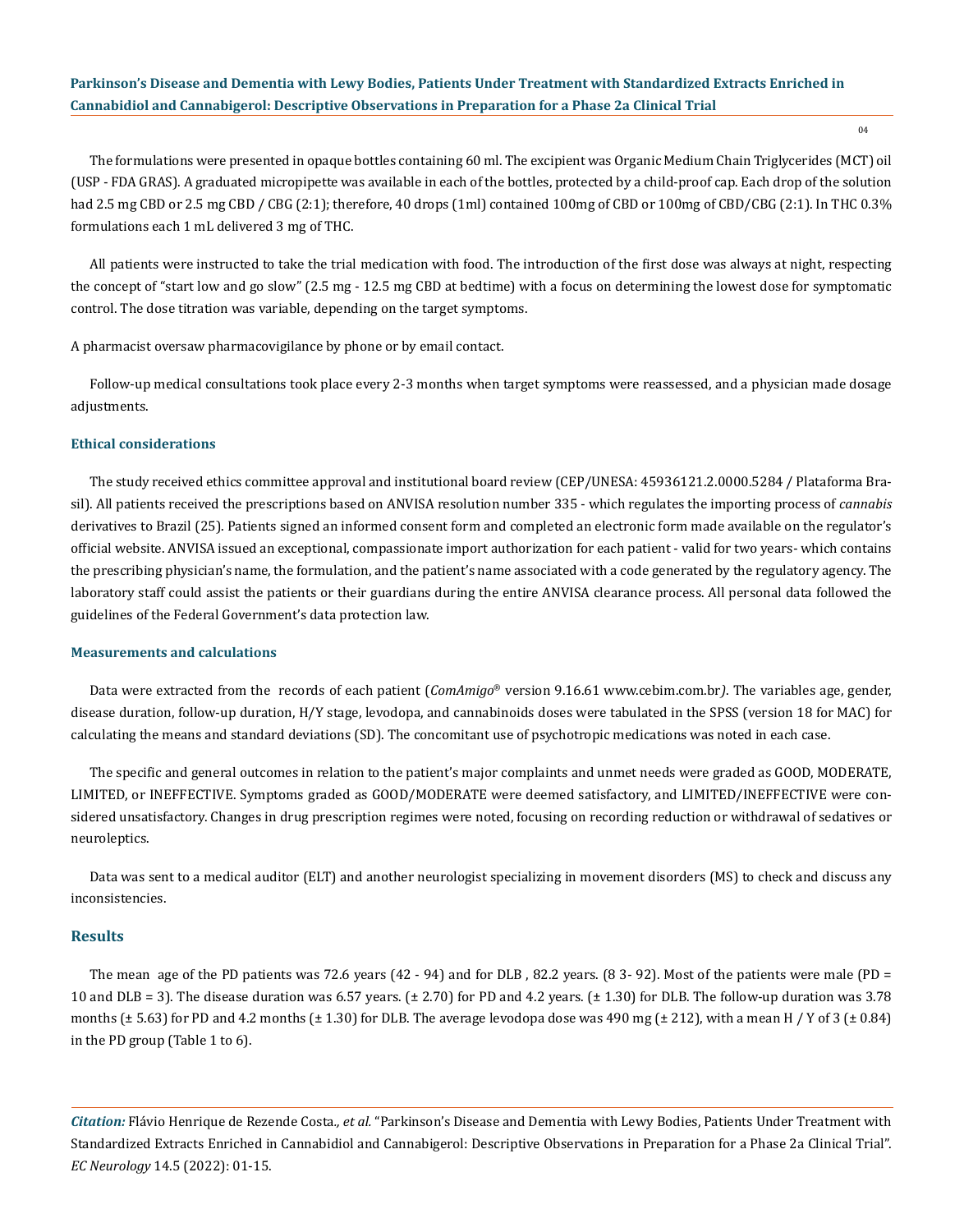The formulations were presented in opaque bottles containing 60 ml. The excipient was Organic Medium Chain Triglycerides (MCT) oil (USP - FDA GRAS). A graduated micropipette was available in each of the bottles, protected by a child-proof cap. Each drop of the solution had 2.5 mg CBD or 2.5 mg CBD / CBG (2:1); therefore, 40 drops (1ml) contained 100mg of CBD or 100mg of CBD/CBG (2:1). In THC 0.3% formulations each 1 mL delivered 3 mg of THC.

All patients were instructed to take the trial medication with food. The introduction of the first dose was always at night, respecting the concept of "start low and go slow" (2.5 mg - 12.5 mg CBD at bedtime) with a focus on determining the lowest dose for symptomatic control. The dose titration was variable, depending on the target symptoms.

A pharmacist oversaw pharmacovigilance by phone or by email contact.

Follow-up medical consultations took place every 2-3 months when target symptoms were reassessed, and a physician made dosage adjustments.

### Ethical considerations

The study received ethics committee approval and institutional board review (CEP/UNESA: 45936121.2.0000.5284 / Plataforma Brasil). All patients received the prescriptions based on ANVISA resolution number 335 - which regulates the importing process of *cannabis* derivatives to Brazil (25). Patients signed an informed consent form and completed an electronic form made available on the regulator's official website. ANVISA issued an exceptional, compassionate import authorization for each patient - valid for two years- which contains the prescribing physician's name, the formulation, and the patient's name associated with a code generated by the regulatory agency. The laboratory staff could assist the patients or their guardians during the entire ANVISA clearance process. All personal data followed the guidelines of the Federal Government's data protection law.

### Measurements and calculations

Data were extracted from the records of each patient (*ComAmigo*® version 9.16.61 www.cebim.com.br*)*. The variables age, gender, disease duration, follow-up duration, H/Y stage, levodopa, and cannabinoids doses were tabulated in the SPSS (version 18 for MAC) for calculating the means and standard deviations (SD). The concomitant use of psychotropic medications was noted in each case.

The specific and general outcomes in relation to the patient's major complaints and unmet needs were graded as GOOD, MODERATE, LIMITED, or INEFFECTIVE. Symptoms graded as GOOD/MODERATE were deemed satisfactory, and LIMITED/INEFFECTIVE were considered unsatisfactory. Changes in drug prescription regimes were noted, focusing on recording reduction or withdrawal of sedatives or neuroleptics.

Data was sent to a medical auditor (ELT) and another neurologist specializing in movement disorders (MS) to check and discuss any inconsistencies.

## Results

The mean age of the PD patients was 72.6 years (42 - 94) and for DLB , 82.2 years. (8 3- 92). Most of the patients were male (PD = 10 and DLB = 3). The disease duration was 6.57 years. (± 2.70) for PD and 4.2 years. (± 1.30) for DLB. The follow-up duration was 3.78 months (± 5.63) for PD and 4.2 months (± 1.30) for DLB. The average levodopa dose was 490 mg (± 212), with a mean H / Y of 3 (± 0.84) in the PD group (Table 1 to 6).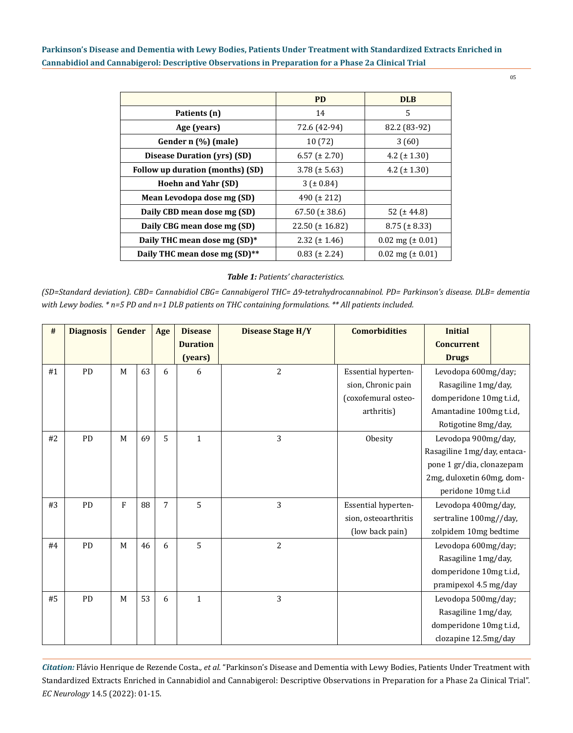| | PD | DLB |
|---|---|---|
| **Patients (n)** | 14 | 5 |
| **Age (years)** | 72.6 (42-94) | 82.2 (83-92) |
| **Gender n (%) (male)** | 10 (72) | 3 (60) |
| **Disease Duration (yrs) (SD)** | 6.57 (± 2.70) | 4.2 (± 1.30) |
| **Follow up duration (months) (SD)** | 3.78 (± 5.63) | 4.2 (± 1.30) |
| **Hoehn and Yahr (SD)** | 3 (± 0.84) | |
| **Mean Levodopa dose mg (SD)** | 490 (± 212) | |
| **Daily CBD mean dose mg (SD)** | 67.50 (± 38.6) | 52 (± 44.8) |
| **Daily CBG mean dose mg (SD)** | 22.50 (± 16.82) | 8.75 (± 8.33) |
| **Daily THC mean dose mg (SD)*** | 2.32 (± 1.46) | 0.02 mg (± 0.01) |
| **Daily THC mean dose mg (SD)**** | 0.83 (± 2.24) | 0.02 mg (± 0.01) |

***Table 1:** Patients' characteristics.*

*(SD=Standard deviation). CBD= Cannabidiol CBG= Cannabigerol THC= Δ9-tetrahydrocannabinol. PD= Parkinson's disease. DLB= dementia with Lewy bodies. * n=5 PD and n=1 DLB patients on THC containing formulations. ** All patients included.*

| # | Diagnosis | Gender | | Age | Disease Duration (years) | Disease Stage H/Y | Comorbidities | Initial Concurrent Drugs | |
|---|---|---|---|---|---|---|---|---|---|
| #1 | PD | M | 63 | 6 | 6 | 2 | Essential hypertension, Chronic pain (coxofemural osteoarthritis) | Levodopa 600mg/day; Rasagiline 1mg/day, domperidone 10mg t.i.d, Amantadine 100mg t.i.d, Rotigotine 8mg/day, | |
| #2 | PD | M | 69 | 5 | 1 | 3 | Obesity | Levodopa 900mg/day, Rasagiline 1mg/day, entacapone 1 gr/dia, clonazepam 2mg, duloxetin 60mg, domperidone 10mg t.i.d | |
| #3 | PD | F | 88 | 7 | 5 | 3 | Essential hypertension, osteoarthritis (low back pain) | Levodopa 400mg/day, sertraline 100mg//day, zolpidem 10mg bedtime | |
| #4 | PD | M | 46 | 6 | 5 | 2 | | Levodopa 600mg/day; Rasagiline 1mg/day, domperidone 10mg t.i.d, pramipexol 4.5 mg/day | |
| #5 | PD | M | 53 | 6 | 1 | 3 | | Levodopa 500mg/day; Rasagiline 1mg/day, domperidone 10mg t.i.d, clozapine 12.5mg/day | |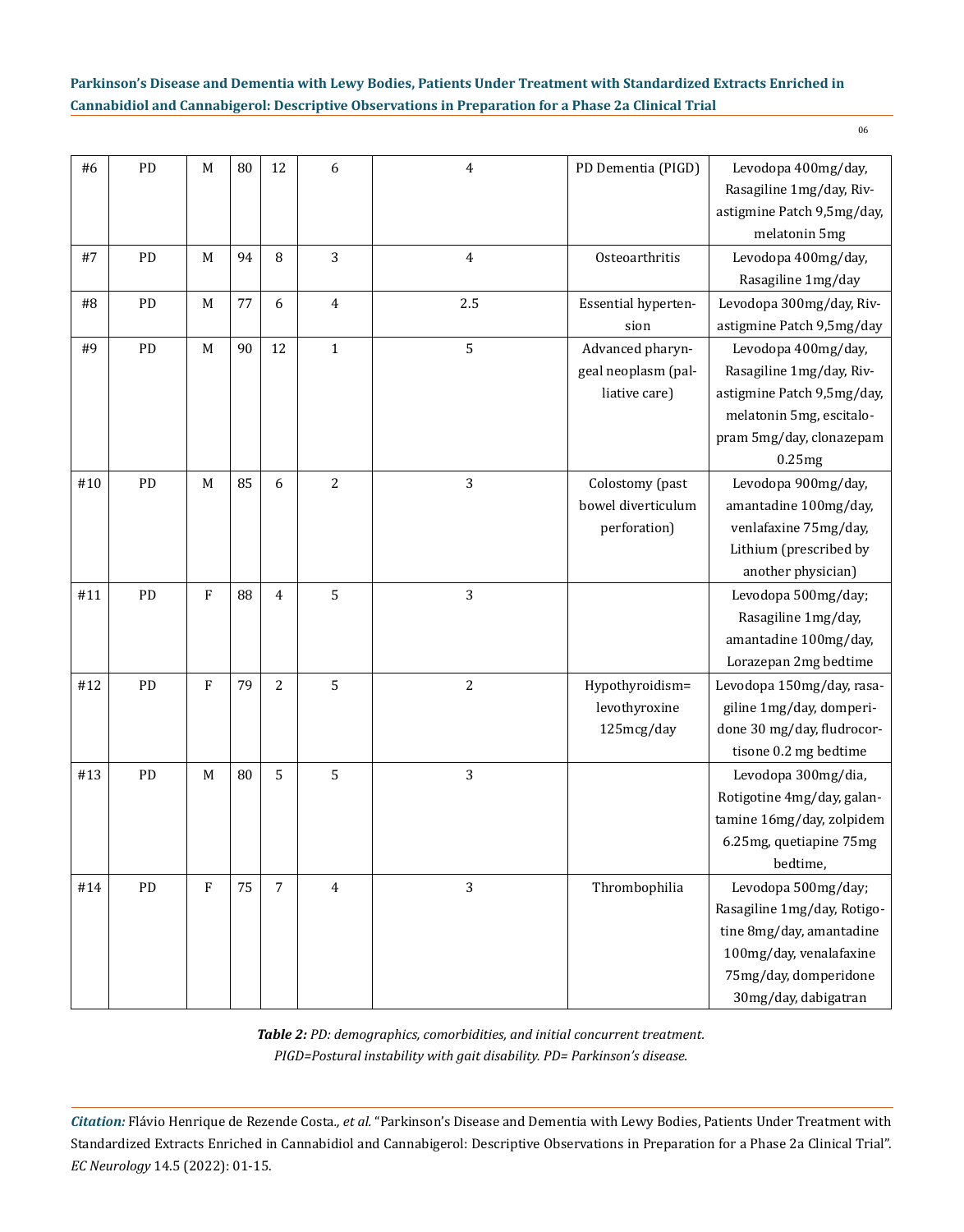| #6 | PD | M | 80 | 12 | 6 | 4 | PD Dementia (PIGD) | Levodopa 400mg/day, Rasagiline 1mg/day, Rivastigmine Patch 9,5mg/day, melatonin 5mg |
|---|---|---|---|---|---|---|---|---|
| #7 | PD | M | 94 | 8 | 3 | 4 | Osteoarthritis | Levodopa 400mg/day, Rasagiline 1mg/day |
| #8 | PD | M | 77 | 6 | 4 | 2.5 | Essential hypertension | Levodopa 300mg/day, Rivastigmine Patch 9,5mg/day |
| #9 | PD | M | 90 | 12 | 1 | 5 | Advanced pharyngeal neoplasm (palliative care) | Levodopa 400mg/day, Rasagiline 1mg/day, Rivastigmine Patch 9,5mg/day, melatonin 5mg, escitalopram 5mg/day, clonazepam 0.25mg |
| #10 | PD | M | 85 | 6 | 2 | 3 | Colostomy (past bowel diverticulum perforation) | Levodopa 900mg/day, amantadine 100mg/day, venlafaxine 75mg/day, Lithium (prescribed by another physician) |
| #11 | PD | F | 88 | 4 | 5 | 3 | | Levodopa 500mg/day; Rasagiline 1mg/day, amantadine 100mg/day, Lorazepan 2mg bedtime |
| #12 | PD | F | 79 | 2 | 5 | 2 | Hypothyroidism= levothyroxine 125mcg/day | Levodopa 150mg/day, rasagiline 1mg/day, domperidone 30 mg/day, fludrocortisone 0.2 mg bedtime |
| #13 | PD | M | 80 | 5 | 5 | 3 | | Levodopa 300mg/dia, Rotigotine 4mg/day, galantamine 16mg/day, zolpidem 6.25mg, quetiapine 75mg bedtime, |
| #14 | PD | F | 75 | 7 | 4 | 3 | Thrombophilia | Levodopa 500mg/day; Rasagiline 1mg/day, Rotigotine 8mg/day, amantadine 100mg/day, venalafaxine 75mg/day, domperidone 30mg/day, dabigatran |

***Table 2:*** *PD: demographics, comorbidities, and initial concurrent treatment. PIGD=Postural instability with gait disability. PD= Parkinson's disease.*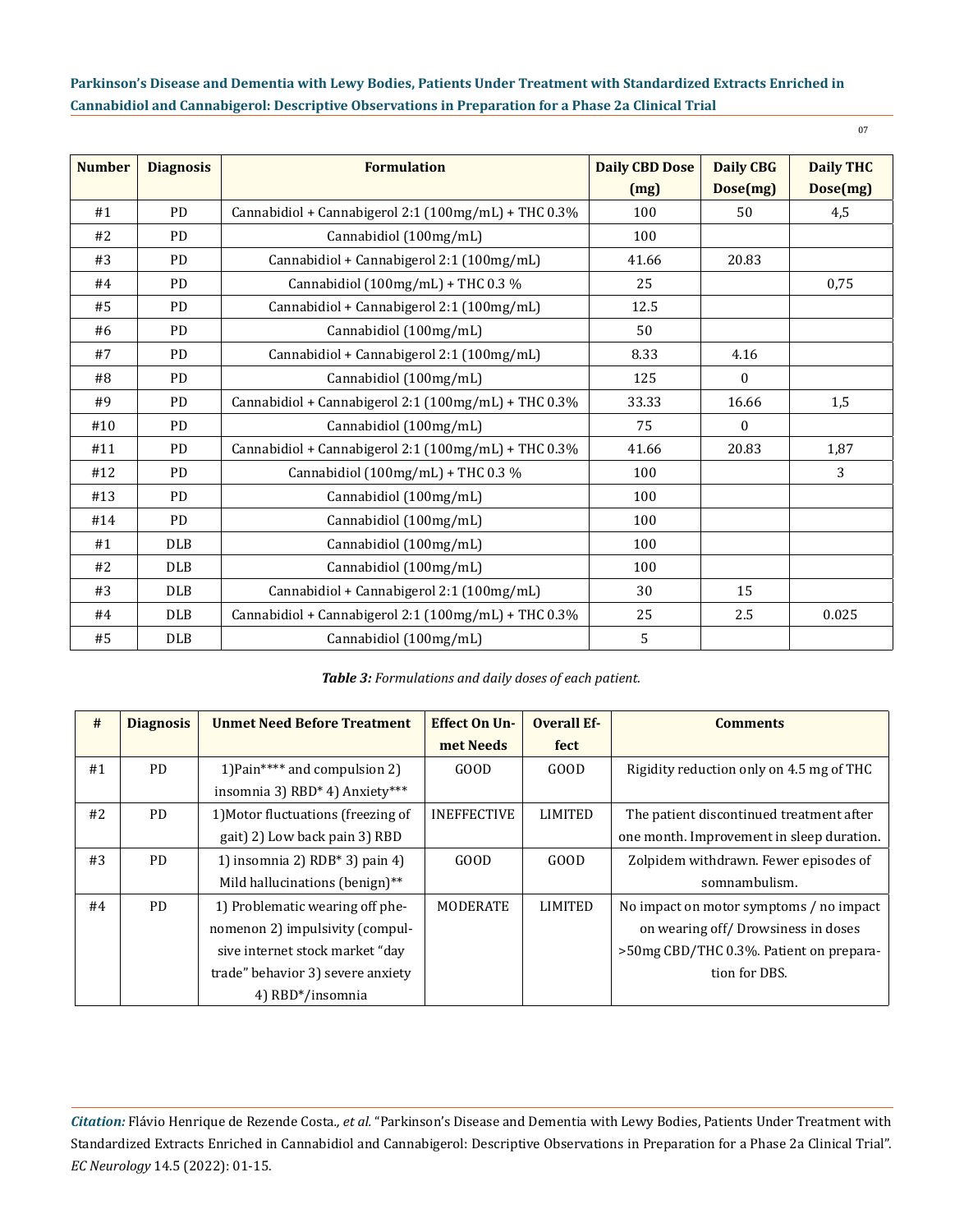| Number | Diagnosis | Formulation | Daily CBD Dose (mg) | Daily CBG Dose(mg) | Daily THC Dose(mg) |
|---|---|---|---|---|---|
| #1 | PD | Cannabidiol + Cannabigerol 2:1 (100mg/mL) + THC 0.3% | 100 | 50 | 4,5 |
| #2 | PD | Cannabidiol (100mg/mL) | 100 | | |
| #3 | PD | Cannabidiol + Cannabigerol 2:1 (100mg/mL) | 41.66 | 20.83 | |
| #4 | PD | Cannabidiol (100mg/mL) + THC 0.3 % | 25 | | 0,75 |
| #5 | PD | Cannabidiol + Cannabigerol 2:1 (100mg/mL) | 12.5 | | |
| #6 | PD | Cannabidiol (100mg/mL) | 50 | | |
| #7 | PD | Cannabidiol + Cannabigerol 2:1 (100mg/mL) | 8.33 | 4.16 | |
| #8 | PD | Cannabidiol (100mg/mL) | 125 | 0 | |
| #9 | PD | Cannabidiol + Cannabigerol 2:1 (100mg/mL) + THC 0.3% | 33.33 | 16.66 | 1,5 |
| #10 | PD | Cannabidiol (100mg/mL) | 75 | 0 | |
| #11 | PD | Cannabidiol + Cannabigerol 2:1 (100mg/mL) + THC 0.3% | 41.66 | 20.83 | 1,87 |
| #12 | PD | Cannabidiol (100mg/mL) + THC 0.3 % | 100 | | 3 |
| #13 | PD | Cannabidiol (100mg/mL) | 100 | | |
| #14 | PD | Cannabidiol (100mg/mL) | 100 | | |
| #1 | DLB | Cannabidiol (100mg/mL) | 100 | | |
| #2 | DLB | Cannabidiol (100mg/mL) | 100 | | |
| #3 | DLB | Cannabidiol + Cannabigerol 2:1 (100mg/mL) | 30 | 15 | |
| #4 | DLB | Cannabidiol + Cannabigerol 2:1 (100mg/mL) + THC 0.3% | 25 | 2.5 | 0.025 |
| #5 | DLB | Cannabidiol (100mg/mL) | 5 | | |

***Table 3:*** *Formulations and daily doses of each patient.*

| # | Diagnosis | Unmet Need Before Treatment | Effect On Unmet Needs | Overall Effect | Comments |
|---|---|---|---|---|---|
| #1 | PD | 1)Pain**** and compulsion 2) insomnia 3) RBD* 4) Anxiety*** | GOOD | GOOD | Rigidity reduction only on 4.5 mg of THC |
| #2 | PD | 1)Motor fluctuations (freezing of gait) 2) Low back pain 3) RBD | INEFFECTIVE | LIMITED | The patient discontinued treatment after one month. Improvement in sleep duration. |
| #3 | PD | 1) insomnia 2) RDB* 3) pain 4) Mild hallucinations (benign)** | GOOD | GOOD | Zolpidem withdrawn. Fewer episodes of somnambulism. |
| #4 | PD | 1) Problematic wearing off phenomenon 2) impulsivity (compulsive internet stock market "day trade" behavior 3) severe anxiety 4) RBD*/insomnia | MODERATE | LIMITED | No impact on motor symptoms / no impact on wearing off/ Drowsiness in doses >50mg CBD/THC 0.3%. Patient on preparation for DBS. |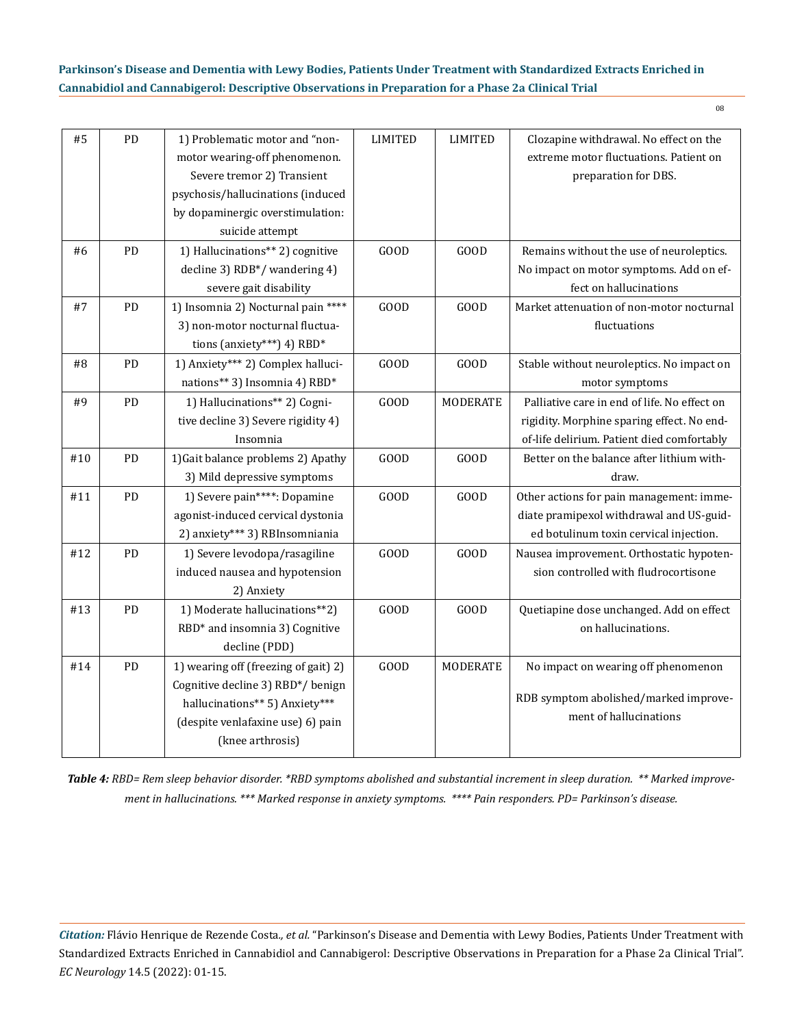| #5 | PD | 1) Problematic motor and "non-motor wearing-off phenomenon. Severe tremor 2) Transient psychosis/hallucinations (induced by dopaminergic overstimulation: suicide attempt | LIMITED | LIMITED | Clozapine withdrawal. No effect on the extreme motor fluctuations. Patient on preparation for DBS. |
|---|---|---|---|---|---|
| #6 | PD | 1) Hallucinations** 2) cognitive decline 3) RDB*/ wandering 4) severe gait disability | GOOD | GOOD | Remains without the use of neuroleptics. No impact on motor symptoms. Add on effect on hallucinations |
| #7 | PD | 1) Insomnia 2) Nocturnal pain **** 3) non-motor nocturnal fluctuations (anxiety***) 4) RBD* | GOOD | GOOD | Market attenuation of non-motor nocturnal fluctuations |
| #8 | PD | 1) Anxiety*** 2) Complex hallucinations** 3) Insomnia 4) RBD* | GOOD | GOOD | Stable without neuroleptics. No impact on motor symptoms |
| #9 | PD | 1) Hallucinations** 2) Cognitive decline 3) Severe rigidity 4) Insomnia | GOOD | MODERATE | Palliative care in end of life. No effect on rigidity. Morphine sparing effect. No end-of-life delirium. Patient died comfortably |
| #10 | PD | 1)Gait balance problems 2) Apathy 3) Mild depressive symptoms | GOOD | GOOD | Better on the balance after lithium withdraw. |
| #11 | PD | 1) Severe pain****: Dopamine agonist-induced cervical dystonia 2) anxiety*** 3) RBInsomniania | GOOD | GOOD | Other actions for pain management: immediate pramipexol withdrawal and US-guided botulinum toxin cervical injection. |
| #12 | PD | 1) Severe levodopa/rasagiline induced nausea and hypotension 2) Anxiety | GOOD | GOOD | Nausea improvement. Orthostatic hypotension controlled with fludrocortisone |
| #13 | PD | 1) Moderate hallucinations**2) RBD* and insomnia 3) Cognitive decline (PDD) | GOOD | GOOD | Quetiapine dose unchanged. Add on effect on hallucinations. |
| #14 | PD | 1) wearing off (freezing of gait) 2) Cognitive decline 3) RBD*/ benign hallucinations** 5) Anxiety*** (despite venlafaxine use) 6) pain (knee arthrosis) | GOOD | MODERATE | No impact on wearing off phenomenon<br><br>RDB symptom abolished/marked improvement of hallucinations |

***Table 4:*** *RBD= Rem sleep behavior disorder. *RBD symptoms abolished and substantial increment in sleep duration. ** Marked improvement in hallucinations. *** Marked response in anxiety symptoms. **** Pain responders. PD= Parkinson's disease.*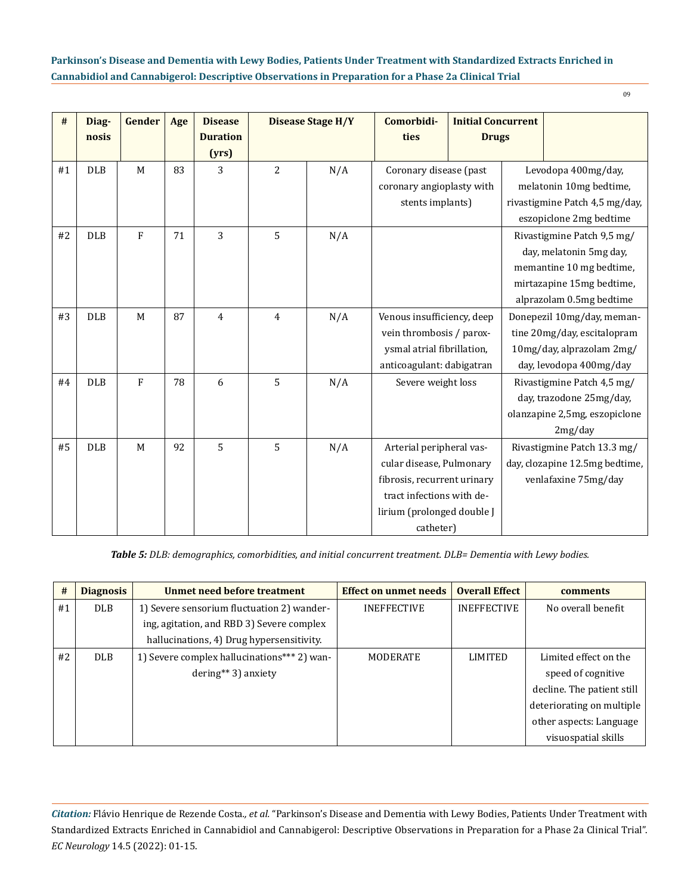| # | Diagnosis | Gender | Age | Disease Duration (yrs) | Disease Stage H/Y | | Comorbidities | Initial Concurrent Drugs |
|---|---|---|---|---|---|---|---|---|
| #1 | DLB | M | 83 | 3 | 2 | N/A | Coronary disease (past coronary angioplasty with stents implants) | Levodopa 400mg/day, melatonin 10mg bedtime, rivastigmine Patch 4,5 mg/day, eszopiclone 2mg bedtime |
| #2 | DLB | F | 71 | 3 | 5 | N/A | | Rivastigmine Patch 9,5 mg/day, melatonin 5mg day, memantine 10 mg bedtime, mirtazapine 15mg bedtime, alprazolam 0.5mg bedtime |
| #3 | DLB | M | 87 | 4 | 4 | N/A | Venous insufficiency, deep vein thrombosis / paroxysmal atrial fibrillation, anticoagulant: dabigatran | Donepezil 10mg/day, memantine 20mg/day, escitalopram 10mg/day, alprazolam 2mg/day, levodopa 400mg/day |
| #4 | DLB | F | 78 | 6 | 5 | N/A | Severe weight loss | Rivastigmine Patch 4,5 mg/day, trazodone 25mg/day, olanzapine 2,5mg, eszopiclone 2mg/day |
| #5 | DLB | M | 92 | 5 | 5 | N/A | Arterial peripheral vascular disease, Pulmonary fibrosis, recurrent urinary tract infections with delirium (prolonged double J catheter) | Rivastigmine Patch 13.3 mg/day, clozapine 12.5mg bedtime, venlafaxine 75mg/day |

*Table 5: DLB: demographics, comorbidities, and initial concurrent treatment. DLB= Dementia with Lewy bodies.*

| # | Diagnosis | Unmet need before treatment | Effect on unmet needs | Overall Effect | comments |
|---|---|---|---|---|---|
| #1 | DLB | 1) Severe sensorium fluctuation 2) wandering, agitation, and RBD 3) Severe complex hallucinations, 4) Drug hypersensitivity. | INEFFECTIVE | INEFFECTIVE | No overall benefit |
| #2 | DLB | 1) Severe complex hallucinations*** 2) wandering** 3) anxiety | MODERATE | LIMITED | Limited effect on the speed of cognitive decline. The patient still deteriorating on multiple other aspects: Language visuospatial skills |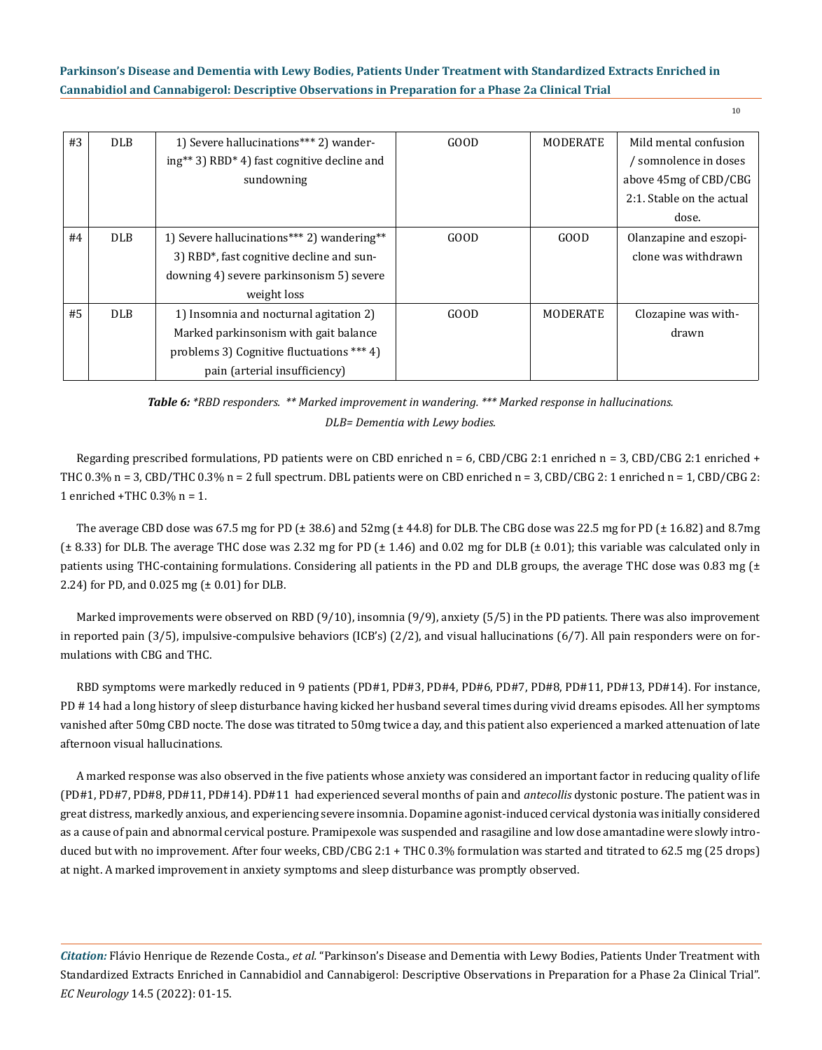| #3 | DLB | 1) Severe hallucinations*** 2) wandering** 3) RBD* 4) fast cognitive decline and sundowning | GOOD | MODERATE | Mild mental confusion / somnolence in doses above 45mg of CBD/CBG 2:1. Stable on the actual dose. |
|---|---|---|---|---|---|
| #4 | DLB | 1) Severe hallucinations*** 2) wandering** 3) RBD*, fast cognitive decline and sundowning 4) severe parkinsonism 5) severe weight loss | GOOD | GOOD | Olanzapine and eszopiclone was withdrawn |
| #5 | DLB | 1) Insomnia and nocturnal agitation 2) Marked parkinsonism with gait balance problems 3) Cognitive fluctuations *** 4) pain (arterial insufficiency) | GOOD | MODERATE | Clozapine was withdrawn |

***Table 6:*** *\*RBD responders. \*\* Marked improvement in wandering. \*\*\* Marked response in hallucinations. DLB= Dementia with Lewy bodies.*

Regarding prescribed formulations, PD patients were on CBD enriched n = 6, CBD/CBG 2:1 enriched n = 3, CBD/CBG 2:1 enriched + THC 0.3% n = 3, CBD/THC 0.3% n = 2 full spectrum. DBL patients were on CBD enriched n = 3, CBD/CBG 2: 1 enriched n = 1, CBD/CBG 2: 1 enriched +THC 0.3% n = 1.

The average CBD dose was 67.5 mg for PD (± 38.6) and 52mg (± 44.8) for DLB. The CBG dose was 22.5 mg for PD (± 16.82) and 8.7mg (± 8.33) for DLB. The average THC dose was 2.32 mg for PD (± 1.46) and 0.02 mg for DLB (± 0.01); this variable was calculated only in patients using THC-containing formulations. Considering all patients in the PD and DLB groups, the average THC dose was 0.83 mg (± 2.24) for PD, and 0.025 mg (± 0.01) for DLB.

Marked improvements were observed on RBD (9/10), insomnia (9/9), anxiety (5/5) in the PD patients. There was also improvement in reported pain (3/5), impulsive-compulsive behaviors (ICB's) (2/2), and visual hallucinations (6/7). All pain responders were on formulations with CBG and THC.

RBD symptoms were markedly reduced in 9 patients (PD#1, PD#3, PD#4, PD#6, PD#7, PD#8, PD#11, PD#13, PD#14). For instance, PD # 14 had a long history of sleep disturbance having kicked her husband several times during vivid dreams episodes. All her symptoms vanished after 50mg CBD nocte. The dose was titrated to 50mg twice a day, and this patient also experienced a marked attenuation of late afternoon visual hallucinations.

A marked response was also observed in the five patients whose anxiety was considered an important factor in reducing quality of life (PD#1, PD#7, PD#8, PD#11, PD#14). PD#11 had experienced several months of pain and *antecollis* dystonic posture. The patient was in great distress, markedly anxious, and experiencing severe insomnia. Dopamine agonist-induced cervical dystonia was initially considered as a cause of pain and abnormal cervical posture. Pramipexole was suspended and rasagiline and low dose amantadine were slowly introduced but with no improvement. After four weeks, CBD/CBG 2:1 + THC 0.3% formulation was started and titrated to 62.5 mg (25 drops) at night. A marked improvement in anxiety symptoms and sleep disturbance was promptly observed.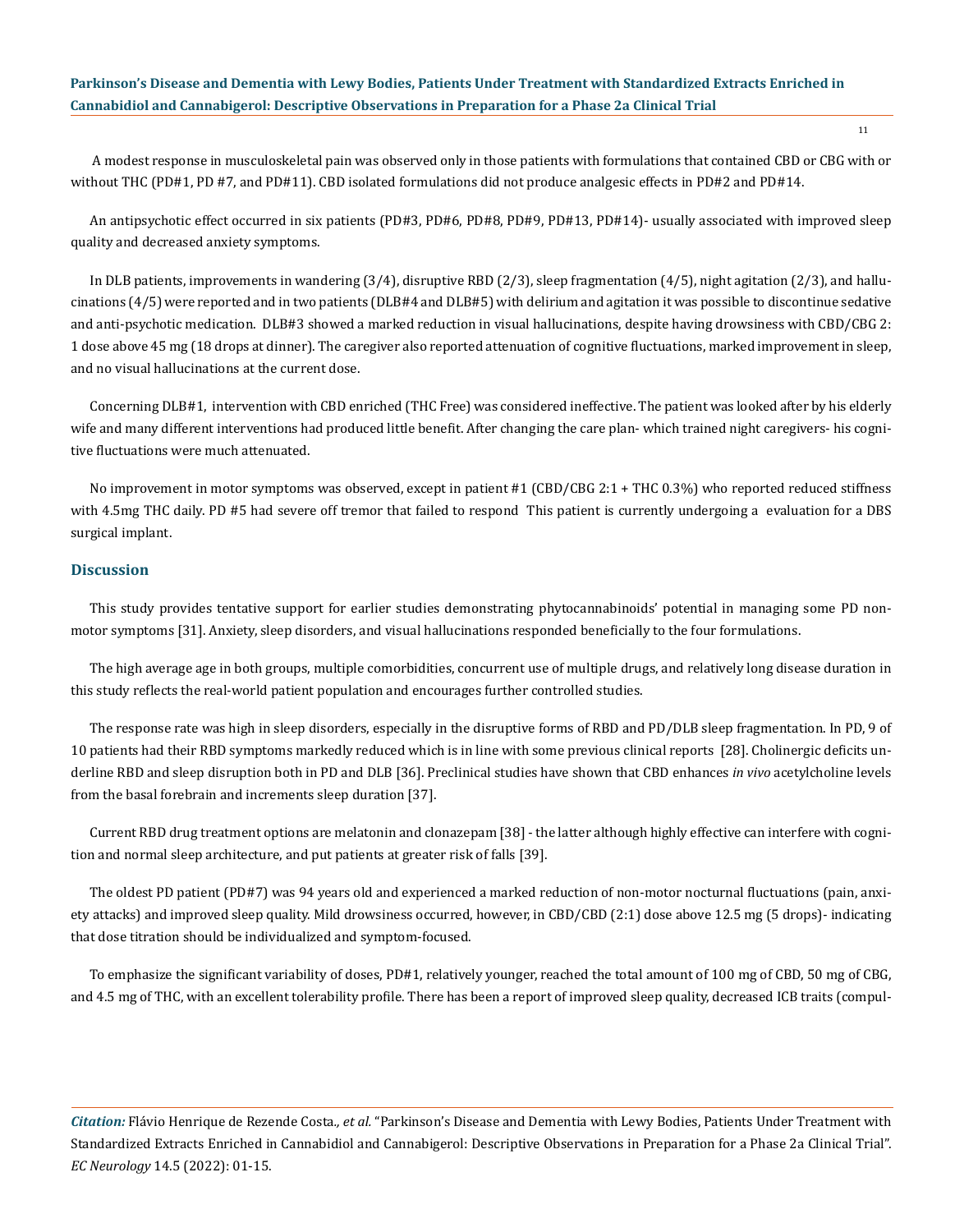A modest response in musculoskeletal pain was observed only in those patients with formulations that contained CBD or CBG with or without THC (PD#1, PD #7, and PD#11). CBD isolated formulations did not produce analgesic effects in PD#2 and PD#14.

An antipsychotic effect occurred in six patients (PD#3, PD#6, PD#8, PD#9, PD#13, PD#14)- usually associated with improved sleep quality and decreased anxiety symptoms.

In DLB patients, improvements in wandering (3/4), disruptive RBD (2/3), sleep fragmentation (4/5), night agitation (2/3), and hallucinations (4/5) were reported and in two patients (DLB#4 and DLB#5) with delirium and agitation it was possible to discontinue sedative and anti-psychotic medication. DLB#3 showed a marked reduction in visual hallucinations, despite having drowsiness with CBD/CBG 2: 1 dose above 45 mg (18 drops at dinner). The caregiver also reported attenuation of cognitive fluctuations, marked improvement in sleep, and no visual hallucinations at the current dose.

Concerning DLB#1, intervention with CBD enriched (THC Free) was considered ineffective. The patient was looked after by his elderly wife and many different interventions had produced little benefit. After changing the care plan- which trained night caregivers- his cognitive fluctuations were much attenuated.

No improvement in motor symptoms was observed, except in patient #1 (CBD/CBG 2:1 + THC 0.3%) who reported reduced stiffness with 4.5mg THC daily. PD #5 had severe off tremor that failed to respond This patient is currently undergoing a evaluation for a DBS surgical implant.

## Discussion

This study provides tentative support for earlier studies demonstrating phytocannabinoids' potential in managing some PD nonmotor symptoms [31]. Anxiety, sleep disorders, and visual hallucinations responded beneficially to the four formulations.

The high average age in both groups, multiple comorbidities, concurrent use of multiple drugs, and relatively long disease duration in this study reflects the real-world patient population and encourages further controlled studies.

The response rate was high in sleep disorders, especially in the disruptive forms of RBD and PD/DLB sleep fragmentation. In PD, 9 of 10 patients had their RBD symptoms markedly reduced which is in line with some previous clinical reports [28]. Cholinergic deficits underline RBD and sleep disruption both in PD and DLB [36]. Preclinical studies have shown that CBD enhances *in vivo* acetylcholine levels from the basal forebrain and increments sleep duration [37].

Current RBD drug treatment options are melatonin and clonazepam [38] - the latter although highly effective can interfere with cognition and normal sleep architecture, and put patients at greater risk of falls [39].

The oldest PD patient (PD#7) was 94 years old and experienced a marked reduction of non-motor nocturnal fluctuations (pain, anxiety attacks) and improved sleep quality. Mild drowsiness occurred, however, in CBD/CBD (2:1) dose above 12.5 mg (5 drops)- indicating that dose titration should be individualized and symptom-focused.

To emphasize the significant variability of doses, PD#1, relatively younger, reached the total amount of 100 mg of CBD, 50 mg of CBG, and 4.5 mg of THC, with an excellent tolerability profile. There has been a report of improved sleep quality, decreased ICB traits (compul-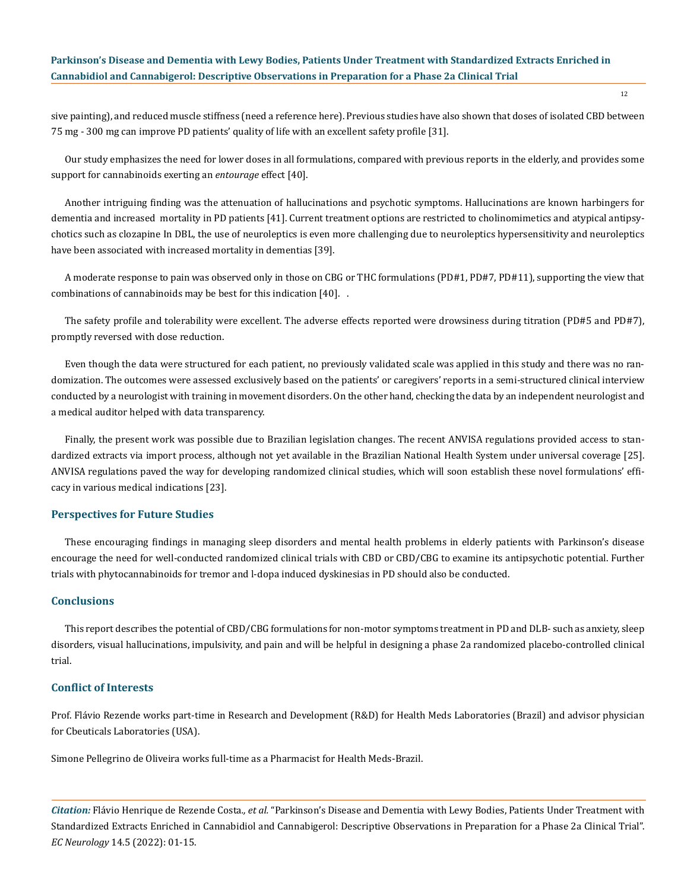sive painting), and reduced muscle stiffness (need a reference here). Previous studies have also shown that doses of isolated CBD between 75 mg - 300 mg can improve PD patients' quality of life with an excellent safety profile [31].

Our study emphasizes the need for lower doses in all formulations, compared with previous reports in the elderly, and provides some support for cannabinoids exerting an *entourage* effect [40].

Another intriguing finding was the attenuation of hallucinations and psychotic symptoms. Hallucinations are known harbingers for dementia and increased mortality in PD patients [41]. Current treatment options are restricted to cholinomimetics and atypical antipsychotics such as clozapine In DBL, the use of neuroleptics is even more challenging due to neuroleptics hypersensitivity and neuroleptics have been associated with increased mortality in dementias [39].

A moderate response to pain was observed only in those on CBG or THC formulations (PD#1, PD#7, PD#11), supporting the view that combinations of cannabinoids may be best for this indication [40]. .

The safety profile and tolerability were excellent. The adverse effects reported were drowsiness during titration (PD#5 and PD#7), promptly reversed with dose reduction.

Even though the data were structured for each patient, no previously validated scale was applied in this study and there was no randomization. The outcomes were assessed exclusively based on the patients' or caregivers' reports in a semi-structured clinical interview conducted by a neurologist with training in movement disorders. On the other hand, checking the data by an independent neurologist and a medical auditor helped with data transparency.

Finally, the present work was possible due to Brazilian legislation changes. The recent ANVISA regulations provided access to standardized extracts via import process, although not yet available in the Brazilian National Health System under universal coverage [25]. ANVISA regulations paved the way for developing randomized clinical studies, which will soon establish these novel formulations' efficacy in various medical indications [23].

## Perspectives for Future Studies

These encouraging findings in managing sleep disorders and mental health problems in elderly patients with Parkinson's disease encourage the need for well-conducted randomized clinical trials with CBD or CBD/CBG to examine its antipsychotic potential. Further trials with phytocannabinoids for tremor and l-dopa induced dyskinesias in PD should also be conducted.

## Conclusions

This report describes the potential of CBD/CBG formulations for non-motor symptoms treatment in PD and DLB- such as anxiety, sleep disorders, visual hallucinations, impulsivity, and pain and will be helpful in designing a phase 2a randomized placebo-controlled clinical trial.

## Conflict of Interests

Prof. Flávio Rezende works part-time in Research and Development (R&D) for Health Meds Laboratories (Brazil) and advisor physician for Cbeuticals Laboratories (USA).

Simone Pellegrino de Oliveira works full-time as a Pharmacist for Health Meds-Brazil.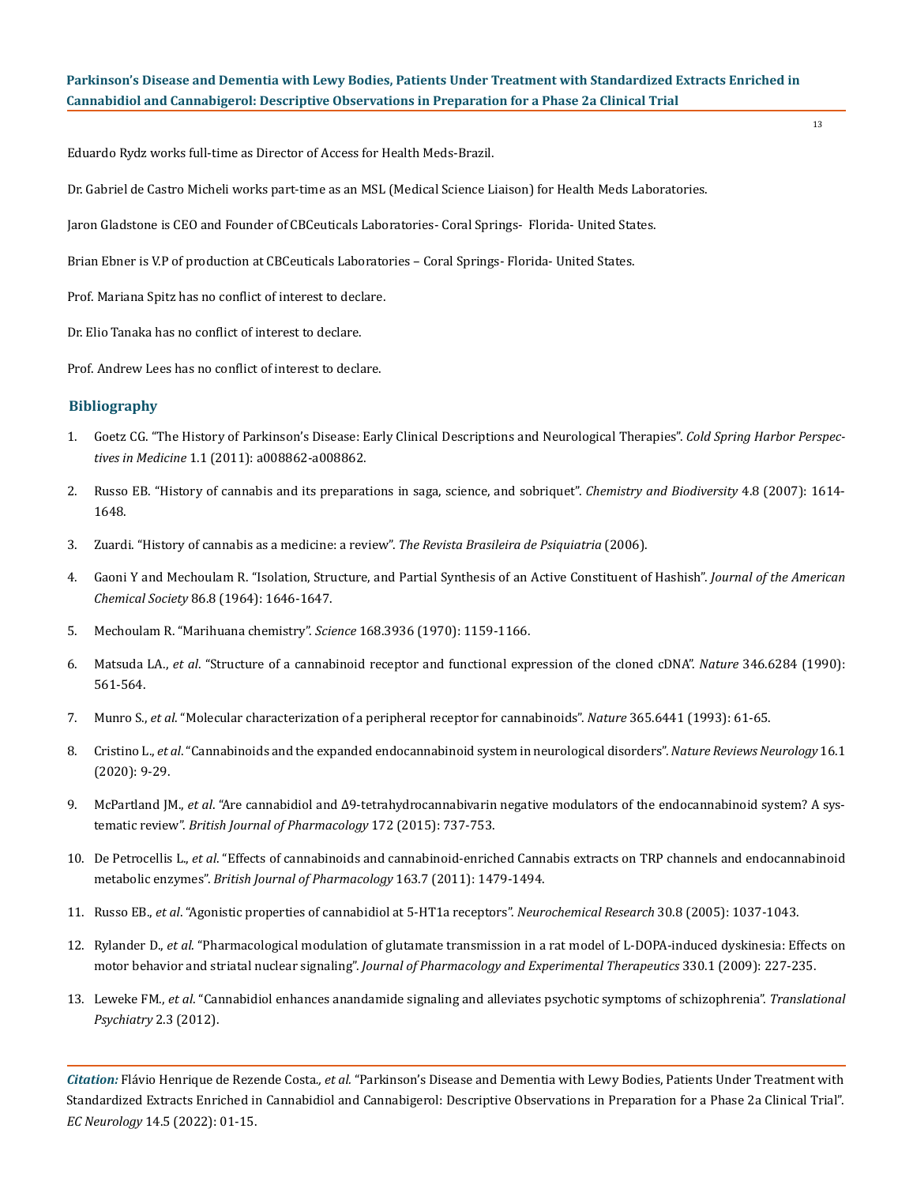Eduardo Rydz works full-time as Director of Access for Health Meds-Brazil.

Dr. Gabriel de Castro Micheli works part-time as an MSL (Medical Science Liaison) for Health Meds Laboratories.

Jaron Gladstone is CEO and Founder of CBCeuticals Laboratories- Coral Springs- Florida- United States.

Brian Ebner is V.P of production at CBCeuticals Laboratories – Coral Springs- Florida- United States.

Prof. Mariana Spitz has no conflict of interest to declare.

Dr. Elio Tanaka has no conflict of interest to declare.

Prof. Andrew Lees has no conflict of interest to declare.

## Bibliography

1. Goetz CG. "The History of Parkinson's Disease: Early Clinical Descriptions and Neurological Therapies". *Cold Spring Harbor Perspectives in Medicine* 1.1 (2011): a008862-a008862.
2. Russo EB. "History of cannabis and its preparations in saga, science, and sobriquet". *Chemistry and Biodiversity* 4.8 (2007): 1614-1648.
3. Zuardi. "History of cannabis as a medicine: a review". *The Revista Brasileira de Psiquiatria* (2006).
4. Gaoni Y and Mechoulam R. "Isolation, Structure, and Partial Synthesis of an Active Constituent of Hashish". *Journal of the American Chemical Society* 86.8 (1964): 1646-1647.
5. Mechoulam R. "Marihuana chemistry". *Science* 168.3936 (1970): 1159-1166.
6. Matsuda LA., *et al*. "Structure of a cannabinoid receptor and functional expression of the cloned cDNA". *Nature* 346.6284 (1990): 561-564.
7. Munro S., *et al*. "Molecular characterization of a peripheral receptor for cannabinoids". *Nature* 365.6441 (1993): 61-65.
8. Cristino L., *et al*. "Cannabinoids and the expanded endocannabinoid system in neurological disorders". *Nature Reviews Neurology* 16.1 (2020): 9-29.
9. McPartland JM., *et al*. "Are cannabidiol and Δ9-tetrahydrocannabivarin negative modulators of the endocannabinoid system? A systematic review". *British Journal of Pharmacology* 172 (2015): 737-753.
10. De Petrocellis L., *et al*. "Effects of cannabinoids and cannabinoid-enriched Cannabis extracts on TRP channels and endocannabinoid metabolic enzymes". *British Journal of Pharmacology* 163.7 (2011): 1479-1494.
11. Russo EB., *et al*. "Agonistic properties of cannabidiol at 5-HT1a receptors". *Neurochemical Research* 30.8 (2005): 1037-1043.
12. Rylander D., *et al*. "Pharmacological modulation of glutamate transmission in a rat model of L-DOPA-induced dyskinesia: Effects on motor behavior and striatal nuclear signaling". *Journal of Pharmacology and Experimental Therapeutics* 330.1 (2009): 227-235.
13. Leweke FM., *et al*. "Cannabidiol enhances anandamide signaling and alleviates psychotic symptoms of schizophrenia". *Translational Psychiatry* 2.3 (2012).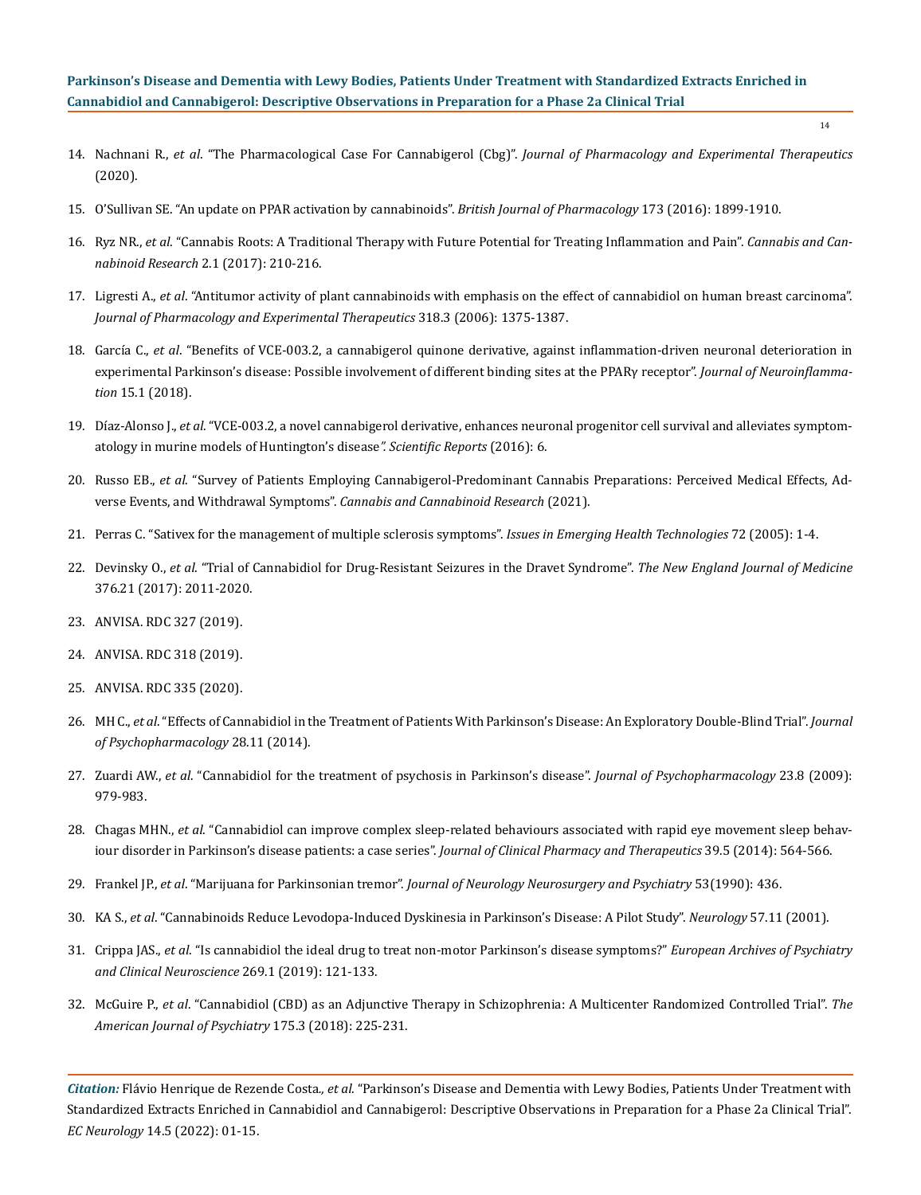14. Nachnani R., *et al*. "The Pharmacological Case For Cannabigerol (Cbg)". *Journal of Pharmacology and Experimental Therapeutics* (2020).
15. O'Sullivan SE. "An update on PPAR activation by cannabinoids". *British Journal of Pharmacology* 173 (2016): 1899-1910.
16. Ryz NR., *et al*. "Cannabis Roots: A Traditional Therapy with Future Potential for Treating Inflammation and Pain". *Cannabis and Cannabinoid Research* 2.1 (2017): 210-216.
17. Ligresti A., *et al*. "Antitumor activity of plant cannabinoids with emphasis on the effect of cannabidiol on human breast carcinoma". *Journal of Pharmacology and Experimental Therapeutics* 318.3 (2006): 1375-1387.
18. García C., *et al*. "Benefits of VCE-003.2, a cannabigerol quinone derivative, against inflammation-driven neuronal deterioration in experimental Parkinson's disease: Possible involvement of different binding sites at the PPARγ receptor". *Journal of Neuroinflammation* 15.1 (2018).
19. Díaz-Alonso J., *et al*. "VCE-003.2, a novel cannabigerol derivative, enhances neuronal progenitor cell survival and alleviates symptomatology in murine models of Huntington's disease*". Scientific Reports* (2016): 6.
20. Russo EB., *et al*. "Survey of Patients Employing Cannabigerol-Predominant Cannabis Preparations: Perceived Medical Effects, Adverse Events, and Withdrawal Symptoms". *Cannabis and Cannabinoid Research* (2021).
21. Perras C. "Sativex for the management of multiple sclerosis symptoms". *Issues in Emerging Health Technologies* 72 (2005): 1-4.
22. Devinsky O., *et al*. "Trial of Cannabidiol for Drug-Resistant Seizures in the Dravet Syndrome". *The New England Journal of Medicine* 376.21 (2017): 2011-2020.
23. ANVISA. RDC 327 (2019).
24. ANVISA. RDC 318 (2019).
25. ANVISA. RDC 335 (2020).
26. MH C., *et al*. "Effects of Cannabidiol in the Treatment of Patients With Parkinson's Disease: An Exploratory Double-Blind Trial". *Journal of Psychopharmacology* 28.11 (2014).
27. Zuardi AW., *et al*. "Cannabidiol for the treatment of psychosis in Parkinson's disease". *Journal of Psychopharmacology* 23.8 (2009): 979-983.
28. Chagas MHN., *et al*. "Cannabidiol can improve complex sleep-related behaviours associated with rapid eye movement sleep behaviour disorder in Parkinson's disease patients: a case series". *Journal of Clinical Pharmacy and Therapeutics* 39.5 (2014): 564-566.
29. Frankel JP., *et al*. "Marijuana for Parkinsonian tremor". *Journal of Neurology Neurosurgery and Psychiatry* 53(1990): 436.
30. KA S., *et al*. "Cannabinoids Reduce Levodopa-Induced Dyskinesia in Parkinson's Disease: A Pilot Study". *Neurology* 57.11 (2001).
31. Crippa JAS., *et al*. "Is cannabidiol the ideal drug to treat non-motor Parkinson's disease symptoms?" *European Archives of Psychiatry and Clinical Neuroscience* 269.1 (2019): 121-133.
32. McGuire P., *et al*. "Cannabidiol (CBD) as an Adjunctive Therapy in Schizophrenia: A Multicenter Randomized Controlled Trial". *The American Journal of Psychiatry* 175.3 (2018): 225-231.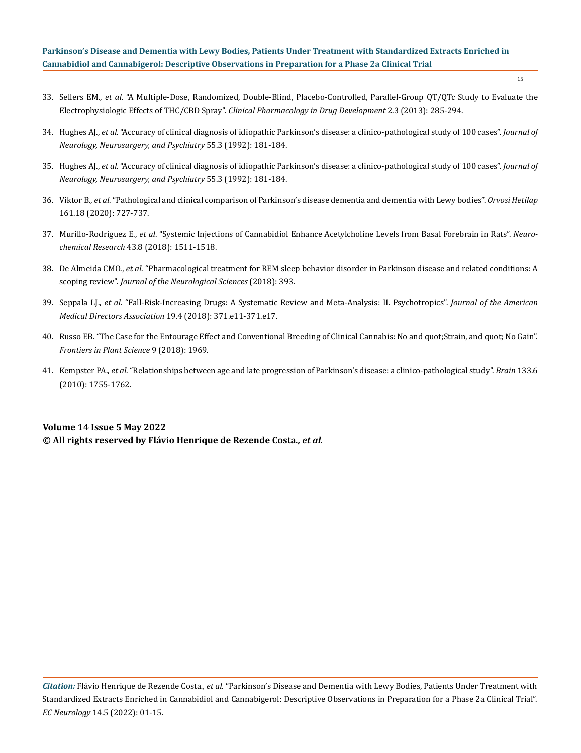33. Sellers EM., *et al*. "A Multiple-Dose, Randomized, Double-Blind, Placebo-Controlled, Parallel-Group QT/QTc Study to Evaluate the Electrophysiologic Effects of THC/CBD Spray". *Clinical Pharmacology in Drug Development* 2.3 (2013): 285-294.

34. Hughes AJ., *et al*. "Accuracy of clinical diagnosis of idiopathic Parkinson's disease: a clinico-pathological study of 100 cases". *Journal of Neurology, Neurosurgery, and Psychiatry* 55.3 (1992): 181-184.

35. Hughes AJ., *et al*. "Accuracy of clinical diagnosis of idiopathic Parkinson's disease: a clinico-pathological study of 100 cases". *Journal of Neurology, Neurosurgery, and Psychiatry* 55.3 (1992): 181-184.

36. Viktor B., *et al*. "Pathological and clinical comparison of Parkinson's disease dementia and dementia with Lewy bodies". *Orvosi Hetilap* 161.18 (2020): 727-737.

37. Murillo-Rodríguez E., *et al*. "Systemic Injections of Cannabidiol Enhance Acetylcholine Levels from Basal Forebrain in Rats". *Neurochemical Research* 43.8 (2018): 1511-1518.

38. De Almeida CMO., *et al*. "Pharmacological treatment for REM sleep behavior disorder in Parkinson disease and related conditions: A scoping review". *Journal of the Neurological Sciences* (2018): 393.

39. Seppala LJ., *et al*. "Fall-Risk-Increasing Drugs: A Systematic Review and Meta-Analysis: II. Psychotropics". *Journal of the American Medical Directors Association* 19.4 (2018): 371.e11-371.e17.

40. Russo EB. "The Case for the Entourage Effect and Conventional Breeding of Clinical Cannabis: No and quot;Strain, and quot; No Gain". *Frontiers in Plant Science* 9 (2018): 1969.

41. Kempster PA., *et al*. "Relationships between age and late progression of Parkinson's disease: a clinico-pathological study". *Brain* 133.6 (2010): 1755-1762.

**Volume 14 Issue 5 May 2022**
**© All rights reserved by Flávio Henrique de Rezende Costa., *et al.***